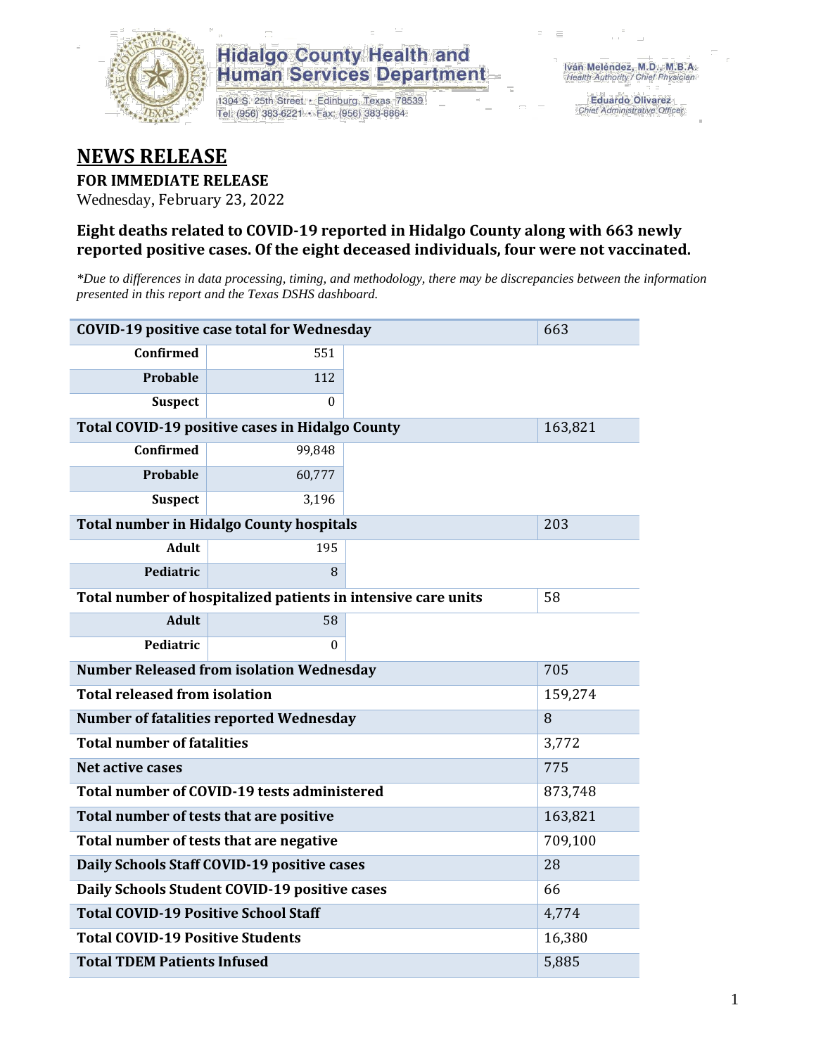Hidalgo County Health and Human Services Department

1304 S. 25th Street • Edinburg, Texas 78539
Tel: (956) 383-6221 • Fax: (956) 383-8864

Iván Meléndez, M.D., M.B.A.
Health Authority / Chief Physician

Eduardo Olivarez
Chief Administrative Officer

# NEWS RELEASE

**FOR IMMEDIATE RELEASE**

Wednesday, February 23, 2022

### Eight deaths related to COVID-19 reported in Hidalgo County along with 663 newly reported positive cases. Of the eight deceased individuals, four were not vaccinated.

*\*Due to differences in data processing, timing, and methodology, there may be discrepancies between the information presented in this report and the Texas DSHS dashboard.*

| | | |
|---|---|---|
| **COVID-19 positive case total for Wednesday** | | 663 |
| **Confirmed** | 551 | |
| **Probable** | 112 | |
| **Suspect** | 0 | |
| **Total COVID-19 positive cases in Hidalgo County** | | 163,821 |
| **Confirmed** | 99,848 | |
| **Probable** | 60,777 | |
| **Suspect** | 3,196 | |
| **Total number in Hidalgo County hospitals** | | 203 |
| **Adult** | 195 | |
| **Pediatric** | 8 | |
| **Total number of hospitalized patients in intensive care units** | | 58 |
| **Adult** | 58 | |
| **Pediatric** | 0 | |
| **Number Released from isolation Wednesday** | | 705 |
| **Total released from isolation** | | 159,274 |
| **Number of fatalities reported Wednesday** | | 8 |
| **Total number of fatalities** | | 3,772 |
| **Net active cases** | | 775 |
| **Total number of COVID-19 tests administered** | | 873,748 |
| **Total number of tests that are positive** | | 163,821 |
| **Total number of tests that are negative** | | 709,100 |
| **Daily Schools Staff COVID-19 positive cases** | | 28 |
| **Daily Schools Student COVID-19 positive cases** | | 66 |
| **Total COVID-19 Positive School Staff** | | 4,774 |
| **Total COVID-19 Positive Students** | | 16,380 |
| **Total TDEM Patients Infused** | | 5,885 |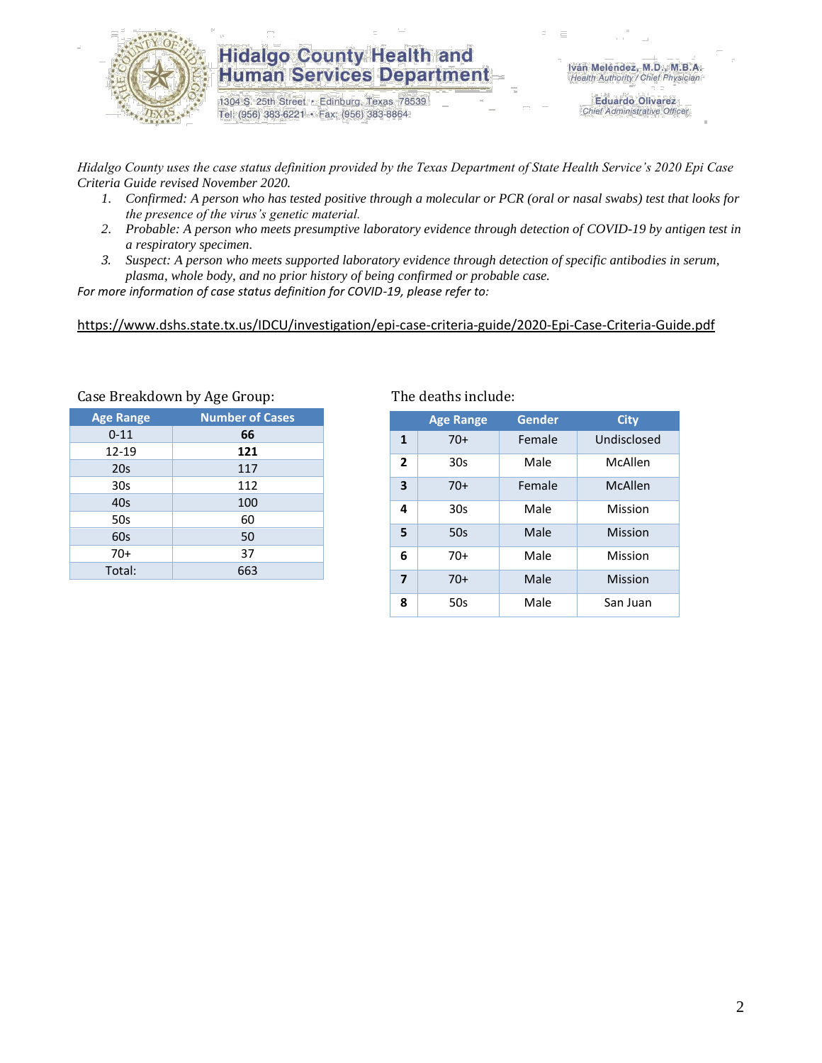# Hidalgo County Health and Human Services Department

1304 S. 25th Street • Edinburg, Texas 78539
Tel: (956) 383-6221 • Fax: (956) 383-8864

Iván Meléndez, M.D., M.B.A.
*Health Authority / Chief Physician*

Eduardo Olivarez
*Chief Administrative Officer*

*Hidalgo County uses the case status definition provided by the Texas Department of State Health Service's 2020 Epi Case Criteria Guide revised November 2020.*

1. *Confirmed: A person who has tested positive through a molecular or PCR (oral or nasal swabs) test that looks for the presence of the virus's genetic material.*
2. *Probable: A person who meets presumptive laboratory evidence through detection of COVID-19 by antigen test in a respiratory specimen.*
3. *Suspect: A person who meets supported laboratory evidence through detection of specific antibodies in serum, plasma, whole body, and no prior history of being confirmed or probable case.*

*For more information of case status definition for COVID-19, please refer to:*

https://www.dshs.state.tx.us/IDCU/investigation/epi-case-criteria-guide/2020-Epi-Case-Criteria-Guide.pdf

Case Breakdown by Age Group:

| Age Range | Number of Cases |
|---|---|
| 0-11 | **66** |
| 12-19 | **121** |
| 20s | 117 |
| 30s | 112 |
| 40s | 100 |
| 50s | 60 |
| 60s | 50 |
| 70+ | 37 |
| Total: | 663 |

The deaths include:

| | Age Range | Gender | City |
|---|---|---|---|
| **1** | 70+ | Female | Undisclosed |
| **2** | 30s | Male | McAllen |
| **3** | 70+ | Female | McAllen |
| **4** | 30s | Male | Mission |
| **5** | 50s | Male | Mission |
| **6** | 70+ | Male | Mission |
| **7** | 70+ | Male | Mission |
| **8** | 50s | Male | San Juan |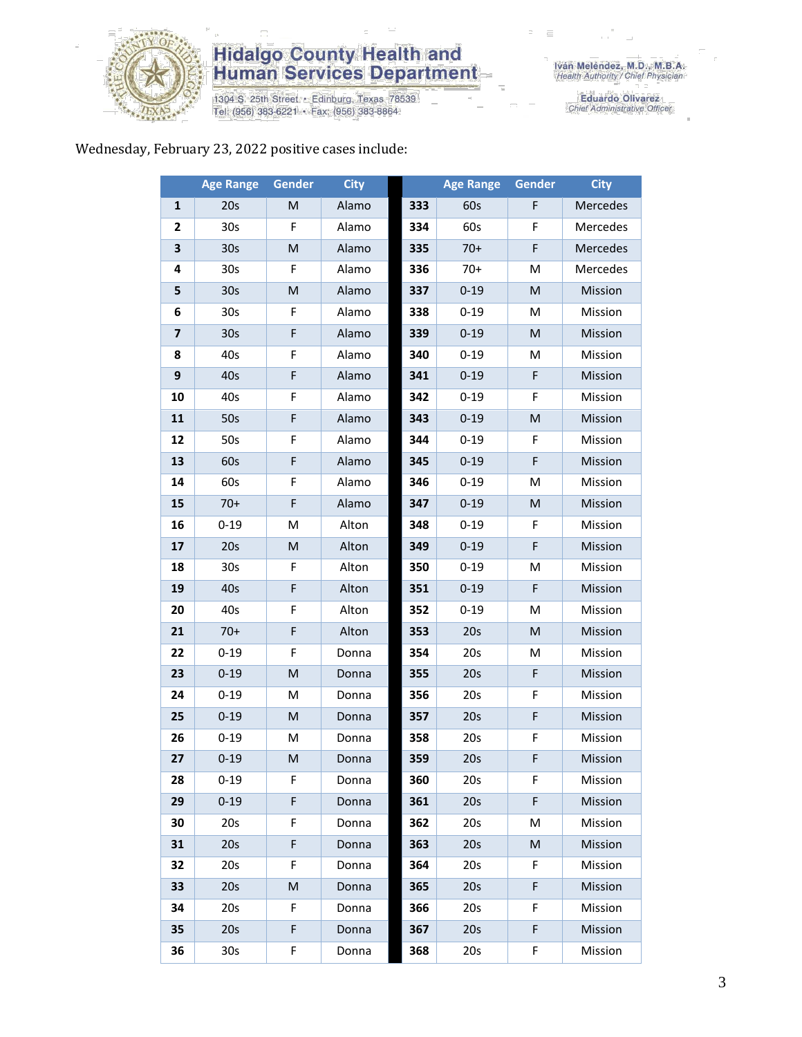Wednesday, February 23, 2022 positive cases include:

| | Age Range | Gender | City | | Age Range | Gender | City |
|---|---|---|---|---|---|---|---|
| **1** | 20s | M | Alamo | **333** | 60s | F | Mercedes |
| **2** | 30s | F | Alamo | **334** | 60s | F | Mercedes |
| **3** | 30s | M | Alamo | **335** | 70+ | F | Mercedes |
| **4** | 30s | F | Alamo | **336** | 70+ | M | Mercedes |
| **5** | 30s | M | Alamo | **337** | 0-19 | M | Mission |
| **6** | 30s | F | Alamo | **338** | 0-19 | M | Mission |
| **7** | 30s | F | Alamo | **339** | 0-19 | M | Mission |
| **8** | 40s | F | Alamo | **340** | 0-19 | M | Mission |
| **9** | 40s | F | Alamo | **341** | 0-19 | F | Mission |
| **10** | 40s | F | Alamo | **342** | 0-19 | F | Mission |
| **11** | 50s | F | Alamo | **343** | 0-19 | M | Mission |
| **12** | 50s | F | Alamo | **344** | 0-19 | F | Mission |
| **13** | 60s | F | Alamo | **345** | 0-19 | F | Mission |
| **14** | 60s | F | Alamo | **346** | 0-19 | M | Mission |
| **15** | 70+ | F | Alamo | **347** | 0-19 | M | Mission |
| **16** | 0-19 | M | Alton | **348** | 0-19 | F | Mission |
| **17** | 20s | M | Alton | **349** | 0-19 | F | Mission |
| **18** | 30s | F | Alton | **350** | 0-19 | M | Mission |
| **19** | 40s | F | Alton | **351** | 0-19 | F | Mission |
| **20** | 40s | F | Alton | **352** | 0-19 | M | Mission |
| **21** | 70+ | F | Alton | **353** | 20s | M | Mission |
| **22** | 0-19 | F | Donna | **354** | 20s | M | Mission |
| **23** | 0-19 | M | Donna | **355** | 20s | F | Mission |
| **24** | 0-19 | M | Donna | **356** | 20s | F | Mission |
| **25** | 0-19 | M | Donna | **357** | 20s | F | Mission |
| **26** | 0-19 | M | Donna | **358** | 20s | F | Mission |
| **27** | 0-19 | M | Donna | **359** | 20s | F | Mission |
| **28** | 0-19 | F | Donna | **360** | 20s | F | Mission |
| **29** | 0-19 | F | Donna | **361** | 20s | F | Mission |
| **30** | 20s | F | Donna | **362** | 20s | M | Mission |
| **31** | 20s | F | Donna | **363** | 20s | M | Mission |
| **32** | 20s | F | Donna | **364** | 20s | F | Mission |
| **33** | 20s | M | Donna | **365** | 20s | F | Mission |
| **34** | 20s | F | Donna | **366** | 20s | F | Mission |
| **35** | 20s | F | Donna | **367** | 20s | F | Mission |
| **36** | 30s | F | Donna | **368** | 20s | F | Mission |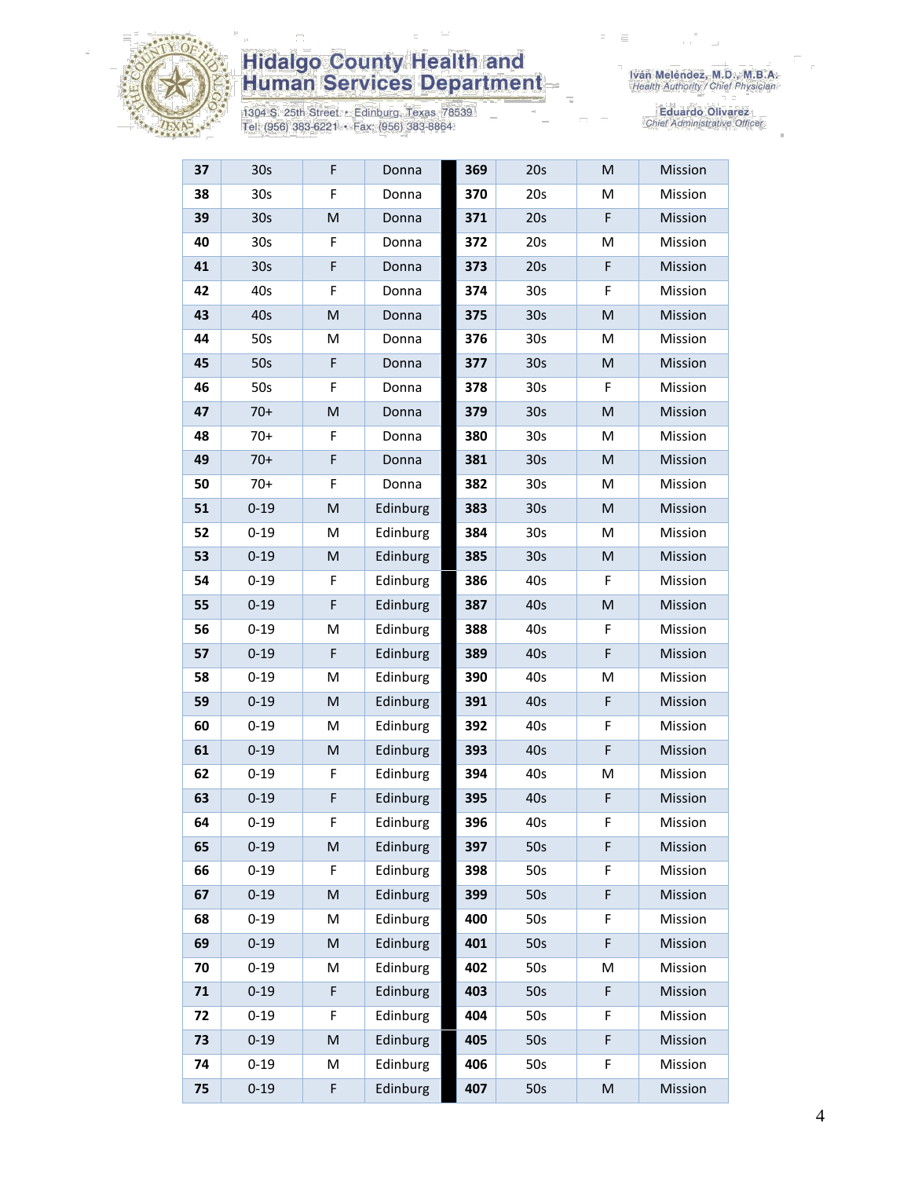| 37 | 30s | F | Donna | 369 | 20s | M | Mission |
|---|---|---|---|---|---|---|---|
| 38 | 30s | F | Donna | 370 | 20s | M | Mission |
| 39 | 30s | M | Donna | 371 | 20s | F | Mission |
| 40 | 30s | F | Donna | 372 | 20s | M | Mission |
| 41 | 30s | F | Donna | 373 | 20s | F | Mission |
| 42 | 40s | F | Donna | 374 | 30s | F | Mission |
| 43 | 40s | M | Donna | 375 | 30s | M | Mission |
| 44 | 50s | M | Donna | 376 | 30s | M | Mission |
| 45 | 50s | F | Donna | 377 | 30s | M | Mission |
| 46 | 50s | F | Donna | 378 | 30s | F | Mission |
| 47 | 70+ | M | Donna | 379 | 30s | M | Mission |
| 48 | 70+ | F | Donna | 380 | 30s | M | Mission |
| 49 | 70+ | F | Donna | 381 | 30s | M | Mission |
| 50 | 70+ | F | Donna | 382 | 30s | M | Mission |
| 51 | 0-19 | M | Edinburg | 383 | 30s | M | Mission |
| 52 | 0-19 | M | Edinburg | 384 | 30s | M | Mission |
| 53 | 0-19 | M | Edinburg | 385 | 30s | M | Mission |
| 54 | 0-19 | F | Edinburg | 386 | 40s | F | Mission |
| 55 | 0-19 | F | Edinburg | 387 | 40s | M | Mission |
| 56 | 0-19 | M | Edinburg | 388 | 40s | F | Mission |
| 57 | 0-19 | F | Edinburg | 389 | 40s | F | Mission |
| 58 | 0-19 | M | Edinburg | 390 | 40s | M | Mission |
| 59 | 0-19 | M | Edinburg | 391 | 40s | F | Mission |
| 60 | 0-19 | M | Edinburg | 392 | 40s | F | Mission |
| 61 | 0-19 | M | Edinburg | 393 | 40s | F | Mission |
| 62 | 0-19 | F | Edinburg | 394 | 40s | M | Mission |
| 63 | 0-19 | F | Edinburg | 395 | 40s | F | Mission |
| 64 | 0-19 | F | Edinburg | 396 | 40s | F | Mission |
| 65 | 0-19 | M | Edinburg | 397 | 50s | F | Mission |
| 66 | 0-19 | F | Edinburg | 398 | 50s | F | Mission |
| 67 | 0-19 | M | Edinburg | 399 | 50s | F | Mission |
| 68 | 0-19 | M | Edinburg | 400 | 50s | F | Mission |
| 69 | 0-19 | M | Edinburg | 401 | 50s | F | Mission |
| 70 | 0-19 | M | Edinburg | 402 | 50s | M | Mission |
| 71 | 0-19 | F | Edinburg | 403 | 50s | F | Mission |
| 72 | 0-19 | F | Edinburg | 404 | 50s | F | Mission |
| 73 | 0-19 | M | Edinburg | 405 | 50s | F | Mission |
| 74 | 0-19 | M | Edinburg | 406 | 50s | F | Mission |
| 75 | 0-19 | F | Edinburg | 407 | 50s | M | Mission |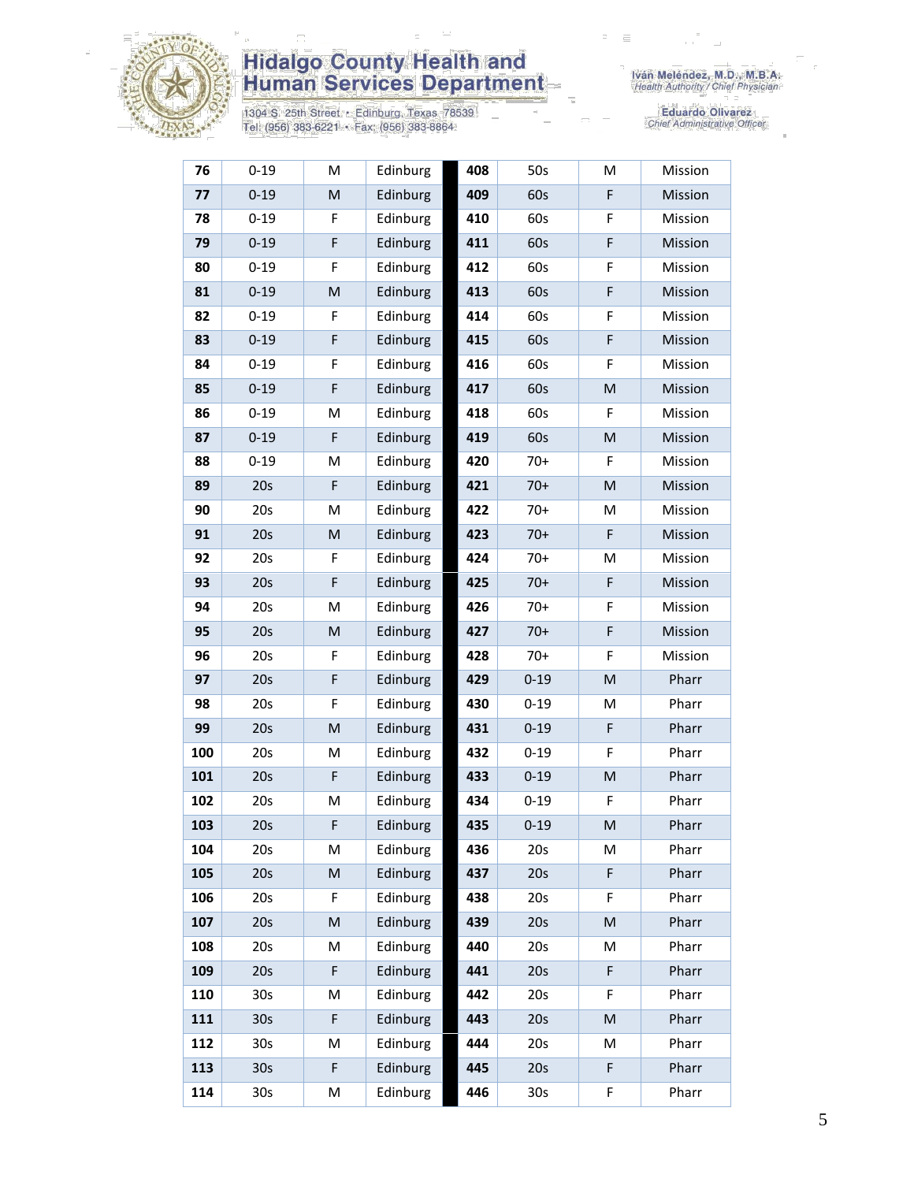| 76 | 0-19 | M | Edinburg | 408 | 50s | M | Mission |
|---|---|---|---|---|---|---|---|
| 77 | 0-19 | M | Edinburg | 409 | 60s | F | Mission |
| 78 | 0-19 | F | Edinburg | 410 | 60s | F | Mission |
| 79 | 0-19 | F | Edinburg | 411 | 60s | F | Mission |
| 80 | 0-19 | F | Edinburg | 412 | 60s | F | Mission |
| 81 | 0-19 | M | Edinburg | 413 | 60s | F | Mission |
| 82 | 0-19 | F | Edinburg | 414 | 60s | F | Mission |
| 83 | 0-19 | F | Edinburg | 415 | 60s | F | Mission |
| 84 | 0-19 | F | Edinburg | 416 | 60s | F | Mission |
| 85 | 0-19 | F | Edinburg | 417 | 60s | M | Mission |
| 86 | 0-19 | M | Edinburg | 418 | 60s | F | Mission |
| 87 | 0-19 | F | Edinburg | 419 | 60s | M | Mission |
| 88 | 0-19 | M | Edinburg | 420 | 70+ | F | Mission |
| 89 | 20s | F | Edinburg | 421 | 70+ | M | Mission |
| 90 | 20s | M | Edinburg | 422 | 70+ | M | Mission |
| 91 | 20s | M | Edinburg | 423 | 70+ | F | Mission |
| 92 | 20s | F | Edinburg | 424 | 70+ | M | Mission |
| 93 | 20s | F | Edinburg | 425 | 70+ | F | Mission |
| 94 | 20s | M | Edinburg | 426 | 70+ | F | Mission |
| 95 | 20s | M | Edinburg | 427 | 70+ | F | Mission |
| 96 | 20s | F | Edinburg | 428 | 70+ | F | Mission |
| 97 | 20s | F | Edinburg | 429 | 0-19 | M | Pharr |
| 98 | 20s | F | Edinburg | 430 | 0-19 | M | Pharr |
| 99 | 20s | M | Edinburg | 431 | 0-19 | F | Pharr |
| 100 | 20s | M | Edinburg | 432 | 0-19 | F | Pharr |
| 101 | 20s | F | Edinburg | 433 | 0-19 | M | Pharr |
| 102 | 20s | M | Edinburg | 434 | 0-19 | F | Pharr |
| 103 | 20s | F | Edinburg | 435 | 0-19 | M | Pharr |
| 104 | 20s | M | Edinburg | 436 | 20s | M | Pharr |
| 105 | 20s | M | Edinburg | 437 | 20s | F | Pharr |
| 106 | 20s | F | Edinburg | 438 | 20s | F | Pharr |
| 107 | 20s | M | Edinburg | 439 | 20s | M | Pharr |
| 108 | 20s | M | Edinburg | 440 | 20s | M | Pharr |
| 109 | 20s | F | Edinburg | 441 | 20s | F | Pharr |
| 110 | 30s | M | Edinburg | 442 | 20s | F | Pharr |
| 111 | 30s | F | Edinburg | 443 | 20s | M | Pharr |
| 112 | 30s | M | Edinburg | 444 | 20s | M | Pharr |
| 113 | 30s | F | Edinburg | 445 | 20s | F | Pharr |
| 114 | 30s | M | Edinburg | 446 | 30s | F | Pharr |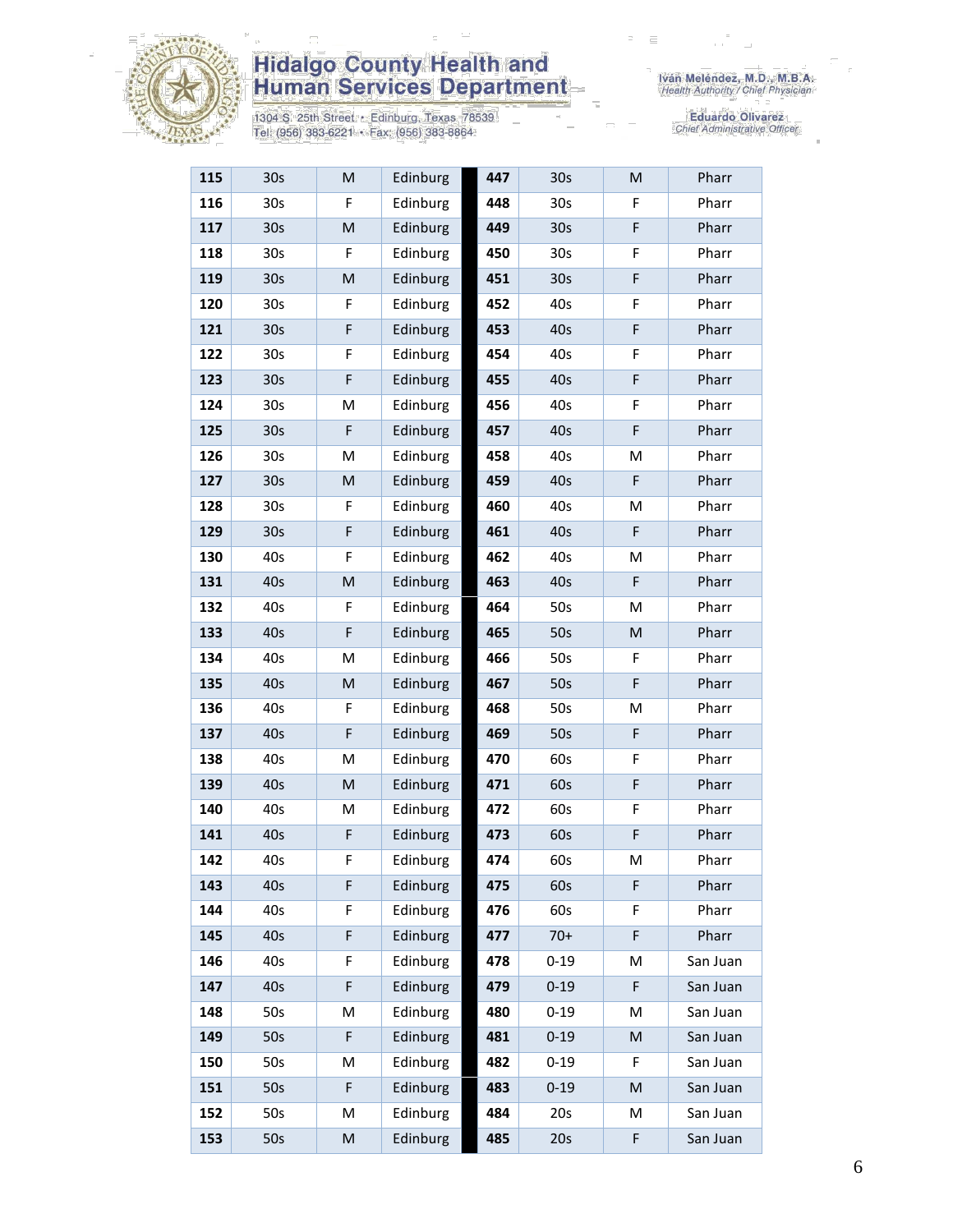# Hidalgo County Health and Human Services Department

1304 S. 25th Street • Edinburg, Texas 78539
Tel: (956) 383-6221 • Fax: (956) 383-8864

Iván Meléndez, M.D., M.B.A.
*Health Authority / Chief Physician*

Eduardo Olivarez
*Chief Administrative Officer*

| | | | | | | | |
|---|---|---|---|---|---|---|---|
| **115** | 30s | M | Edinburg | **447** | 30s | M | Pharr |
| **116** | 30s | F | Edinburg | **448** | 30s | F | Pharr |
| **117** | 30s | M | Edinburg | **449** | 30s | F | Pharr |
| **118** | 30s | F | Edinburg | **450** | 30s | F | Pharr |
| **119** | 30s | M | Edinburg | **451** | 30s | F | Pharr |
| **120** | 30s | F | Edinburg | **452** | 40s | F | Pharr |
| **121** | 30s | F | Edinburg | **453** | 40s | F | Pharr |
| **122** | 30s | F | Edinburg | **454** | 40s | F | Pharr |
| **123** | 30s | F | Edinburg | **455** | 40s | F | Pharr |
| **124** | 30s | M | Edinburg | **456** | 40s | F | Pharr |
| **125** | 30s | F | Edinburg | **457** | 40s | F | Pharr |
| **126** | 30s | M | Edinburg | **458** | 40s | M | Pharr |
| **127** | 30s | M | Edinburg | **459** | 40s | F | Pharr |
| **128** | 30s | F | Edinburg | **460** | 40s | M | Pharr |
| **129** | 30s | F | Edinburg | **461** | 40s | F | Pharr |
| **130** | 40s | F | Edinburg | **462** | 40s | M | Pharr |
| **131** | 40s | M | Edinburg | **463** | 40s | F | Pharr |
| **132** | 40s | F | Edinburg | **464** | 50s | M | Pharr |
| **133** | 40s | F | Edinburg | **465** | 50s | M | Pharr |
| **134** | 40s | M | Edinburg | **466** | 50s | F | Pharr |
| **135** | 40s | M | Edinburg | **467** | 50s | F | Pharr |
| **136** | 40s | F | Edinburg | **468** | 50s | M | Pharr |
| **137** | 40s | F | Edinburg | **469** | 50s | F | Pharr |
| **138** | 40s | M | Edinburg | **470** | 60s | F | Pharr |
| **139** | 40s | M | Edinburg | **471** | 60s | F | Pharr |
| **140** | 40s | M | Edinburg | **472** | 60s | F | Pharr |
| **141** | 40s | F | Edinburg | **473** | 60s | F | Pharr |
| **142** | 40s | F | Edinburg | **474** | 60s | M | Pharr |
| **143** | 40s | F | Edinburg | **475** | 60s | F | Pharr |
| **144** | 40s | F | Edinburg | **476** | 60s | F | Pharr |
| **145** | 40s | F | Edinburg | **477** | 70+ | F | Pharr |
| **146** | 40s | F | Edinburg | **478** | 0-19 | M | San Juan |
| **147** | 40s | F | Edinburg | **479** | 0-19 | F | San Juan |
| **148** | 50s | M | Edinburg | **480** | 0-19 | M | San Juan |
| **149** | 50s | F | Edinburg | **481** | 0-19 | M | San Juan |
| **150** | 50s | M | Edinburg | **482** | 0-19 | F | San Juan |
| **151** | 50s | F | Edinburg | **483** | 0-19 | M | San Juan |
| **152** | 50s | M | Edinburg | **484** | 20s | M | San Juan |
| **153** | 50s | M | Edinburg | **485** | 20s | F | San Juan |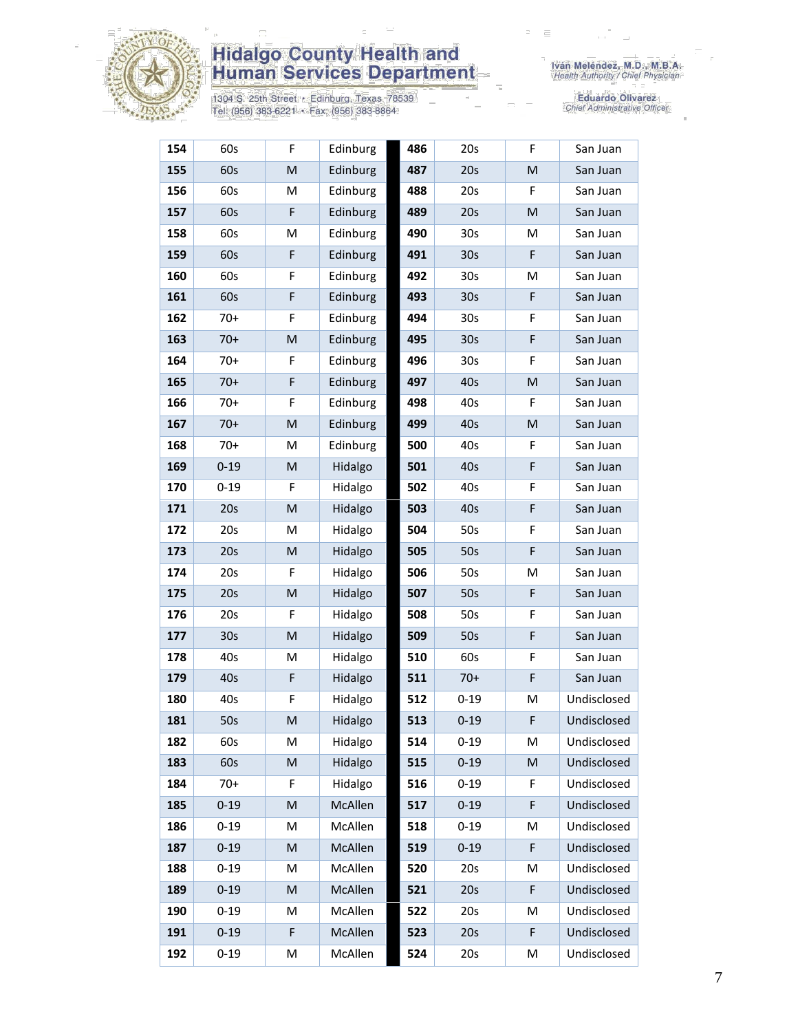| 154 | 60s | F | Edinburg | 486 | 20s | F | San Juan |
|---|---|---|---|---|---|---|---|
| 155 | 60s | M | Edinburg | 487 | 20s | M | San Juan |
| 156 | 60s | M | Edinburg | 488 | 20s | F | San Juan |
| 157 | 60s | F | Edinburg | 489 | 20s | M | San Juan |
| 158 | 60s | M | Edinburg | 490 | 30s | M | San Juan |
| 159 | 60s | F | Edinburg | 491 | 30s | F | San Juan |
| 160 | 60s | F | Edinburg | 492 | 30s | M | San Juan |
| 161 | 60s | F | Edinburg | 493 | 30s | F | San Juan |
| 162 | 70+ | F | Edinburg | 494 | 30s | F | San Juan |
| 163 | 70+ | M | Edinburg | 495 | 30s | F | San Juan |
| 164 | 70+ | F | Edinburg | 496 | 30s | F | San Juan |
| 165 | 70+ | F | Edinburg | 497 | 40s | M | San Juan |
| 166 | 70+ | F | Edinburg | 498 | 40s | F | San Juan |
| 167 | 70+ | M | Edinburg | 499 | 40s | M | San Juan |
| 168 | 70+ | M | Edinburg | 500 | 40s | F | San Juan |
| 169 | 0-19 | M | Hidalgo | 501 | 40s | F | San Juan |
| 170 | 0-19 | F | Hidalgo | 502 | 40s | F | San Juan |
| 171 | 20s | M | Hidalgo | 503 | 40s | F | San Juan |
| 172 | 20s | M | Hidalgo | 504 | 50s | F | San Juan |
| 173 | 20s | M | Hidalgo | 505 | 50s | F | San Juan |
| 174 | 20s | F | Hidalgo | 506 | 50s | M | San Juan |
| 175 | 20s | M | Hidalgo | 507 | 50s | F | San Juan |
| 176 | 20s | F | Hidalgo | 508 | 50s | F | San Juan |
| 177 | 30s | M | Hidalgo | 509 | 50s | F | San Juan |
| 178 | 40s | M | Hidalgo | 510 | 60s | F | San Juan |
| 179 | 40s | F | Hidalgo | 511 | 70+ | F | San Juan |
| 180 | 40s | F | Hidalgo | 512 | 0-19 | M | Undisclosed |
| 181 | 50s | M | Hidalgo | 513 | 0-19 | F | Undisclosed |
| 182 | 60s | M | Hidalgo | 514 | 0-19 | M | Undisclosed |
| 183 | 60s | M | Hidalgo | 515 | 0-19 | M | Undisclosed |
| 184 | 70+ | F | Hidalgo | 516 | 0-19 | F | Undisclosed |
| 185 | 0-19 | M | McAllen | 517 | 0-19 | F | Undisclosed |
| 186 | 0-19 | M | McAllen | 518 | 0-19 | M | Undisclosed |
| 187 | 0-19 | M | McAllen | 519 | 0-19 | F | Undisclosed |
| 188 | 0-19 | M | McAllen | 520 | 20s | M | Undisclosed |
| 189 | 0-19 | M | McAllen | 521 | 20s | F | Undisclosed |
| 190 | 0-19 | M | McAllen | 522 | 20s | M | Undisclosed |
| 191 | 0-19 | F | McAllen | 523 | 20s | F | Undisclosed |
| 192 | 0-19 | M | McAllen | 524 | 20s | M | Undisclosed |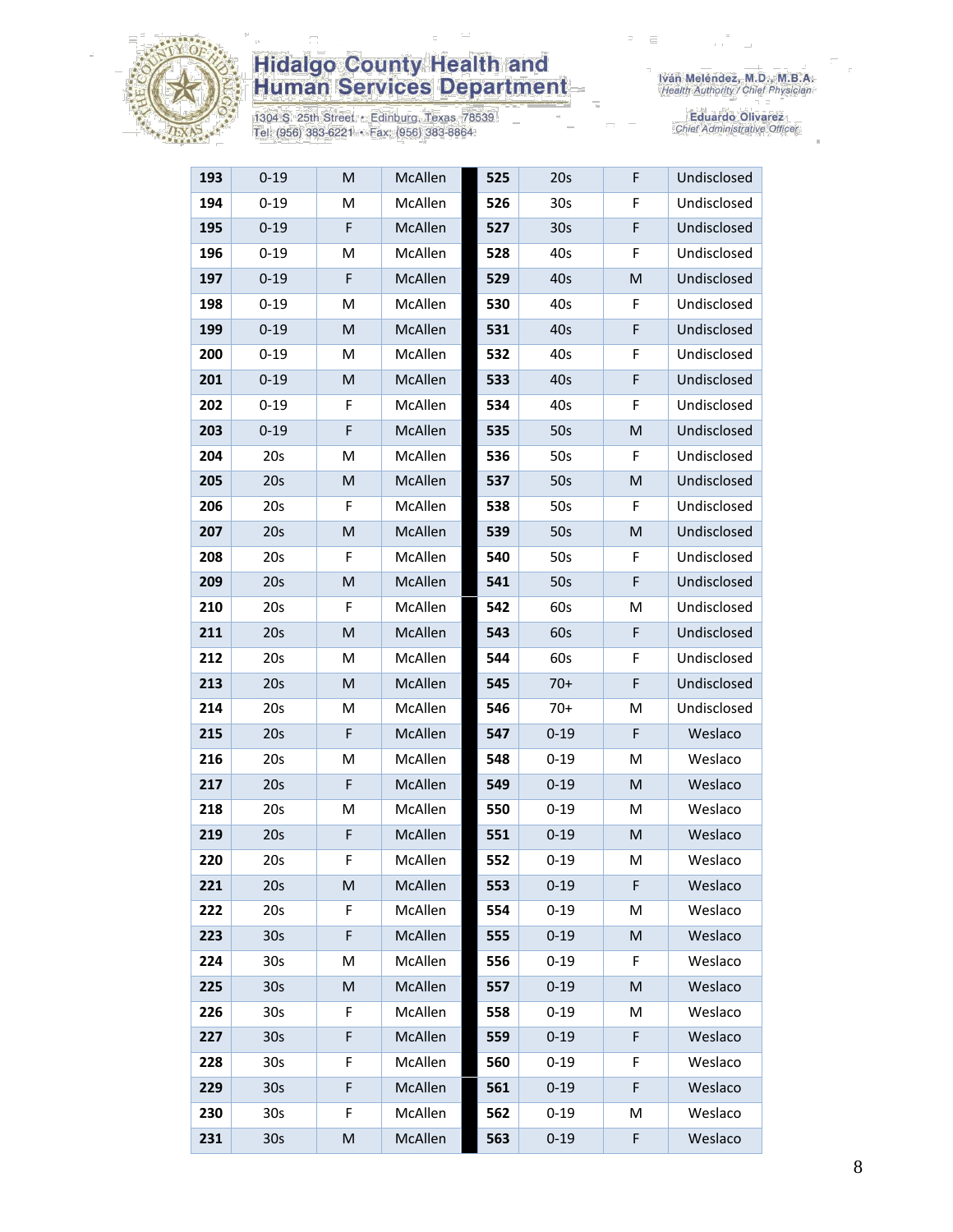Hidalgo County Health and Human Services Department

1304 S. 25th Street • Edinburg, Texas 78539
Tel: (956) 383-6221 • Fax: (956) 383-8864

Iván Meléndez, M.D., M.B.A.
*Health Authority / Chief Physician*

Eduardo Olivarez
*Chief Administrative Officer*

| | | | | | | | |
|---|---|---|---|---|---|---|---|
| **193** | 0-19 | M | McAllen | **525** | 20s | F | Undisclosed |
| **194** | 0-19 | M | McAllen | **526** | 30s | F | Undisclosed |
| **195** | 0-19 | F | McAllen | **527** | 30s | F | Undisclosed |
| **196** | 0-19 | M | McAllen | **528** | 40s | F | Undisclosed |
| **197** | 0-19 | F | McAllen | **529** | 40s | M | Undisclosed |
| **198** | 0-19 | M | McAllen | **530** | 40s | F | Undisclosed |
| **199** | 0-19 | M | McAllen | **531** | 40s | F | Undisclosed |
| **200** | 0-19 | M | McAllen | **532** | 40s | F | Undisclosed |
| **201** | 0-19 | M | McAllen | **533** | 40s | F | Undisclosed |
| **202** | 0-19 | F | McAllen | **534** | 40s | F | Undisclosed |
| **203** | 0-19 | F | McAllen | **535** | 50s | M | Undisclosed |
| **204** | 20s | M | McAllen | **536** | 50s | F | Undisclosed |
| **205** | 20s | M | McAllen | **537** | 50s | M | Undisclosed |
| **206** | 20s | F | McAllen | **538** | 50s | F | Undisclosed |
| **207** | 20s | M | McAllen | **539** | 50s | M | Undisclosed |
| **208** | 20s | F | McAllen | **540** | 50s | F | Undisclosed |
| **209** | 20s | M | McAllen | **541** | 50s | F | Undisclosed |
| **210** | 20s | F | McAllen | **542** | 60s | M | Undisclosed |
| **211** | 20s | M | McAllen | **543** | 60s | F | Undisclosed |
| **212** | 20s | M | McAllen | **544** | 60s | F | Undisclosed |
| **213** | 20s | M | McAllen | **545** | 70+ | F | Undisclosed |
| **214** | 20s | M | McAllen | **546** | 70+ | M | Undisclosed |
| **215** | 20s | F | McAllen | **547** | 0-19 | F | Weslaco |
| **216** | 20s | M | McAllen | **548** | 0-19 | M | Weslaco |
| **217** | 20s | F | McAllen | **549** | 0-19 | M | Weslaco |
| **218** | 20s | M | McAllen | **550** | 0-19 | M | Weslaco |
| **219** | 20s | F | McAllen | **551** | 0-19 | M | Weslaco |
| **220** | 20s | F | McAllen | **552** | 0-19 | M | Weslaco |
| **221** | 20s | M | McAllen | **553** | 0-19 | F | Weslaco |
| **222** | 20s | F | McAllen | **554** | 0-19 | M | Weslaco |
| **223** | 30s | F | McAllen | **555** | 0-19 | M | Weslaco |
| **224** | 30s | M | McAllen | **556** | 0-19 | F | Weslaco |
| **225** | 30s | M | McAllen | **557** | 0-19 | M | Weslaco |
| **226** | 30s | F | McAllen | **558** | 0-19 | M | Weslaco |
| **227** | 30s | F | McAllen | **559** | 0-19 | F | Weslaco |
| **228** | 30s | F | McAllen | **560** | 0-19 | F | Weslaco |
| **229** | 30s | F | McAllen | **561** | 0-19 | F | Weslaco |
| **230** | 30s | F | McAllen | **562** | 0-19 | M | Weslaco |
| **231** | 30s | M | McAllen | **563** | 0-19 | F | Weslaco |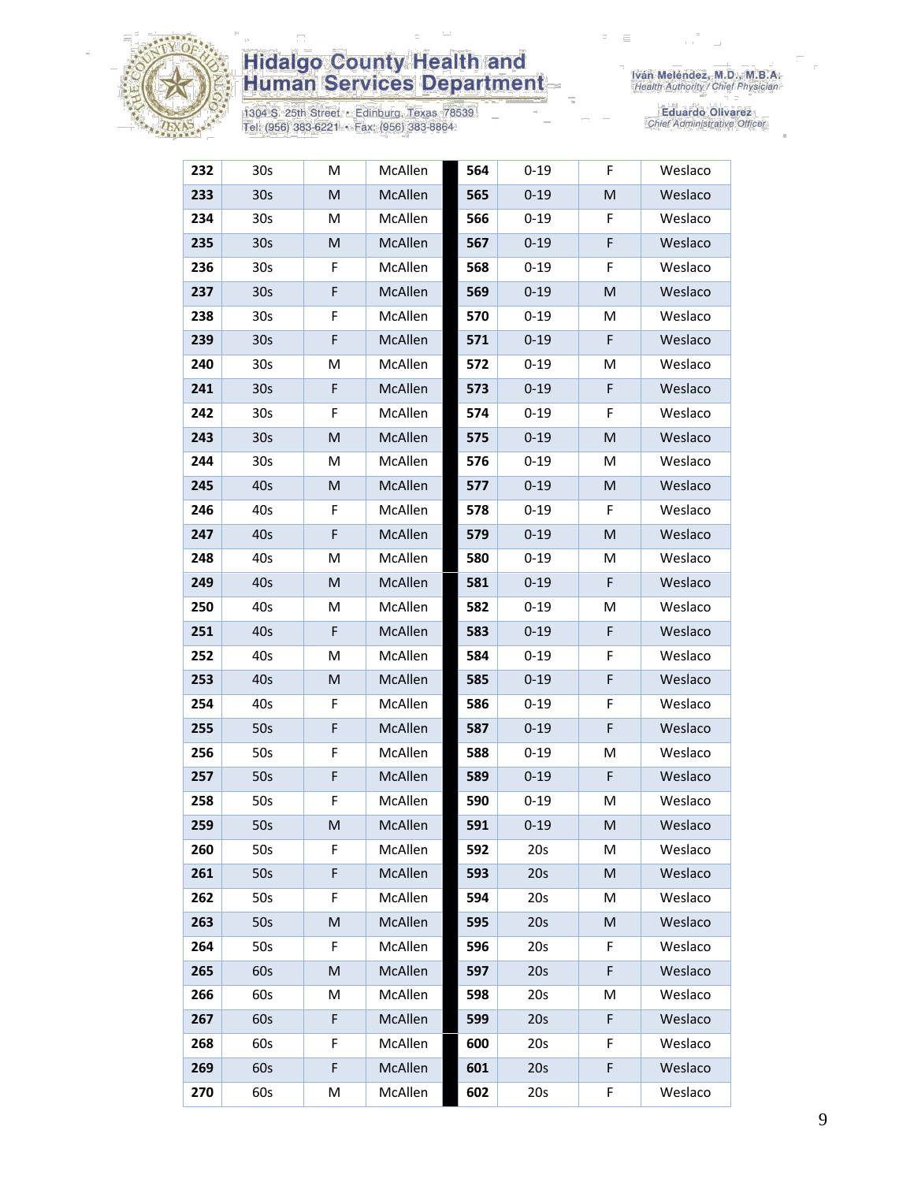| 232 | 30s | M | McAllen | 564 | 0-19 | F | Weslaco |
|---|---|---|---|---|---|---|---|
| 233 | 30s | M | McAllen | 565 | 0-19 | M | Weslaco |
| 234 | 30s | M | McAllen | 566 | 0-19 | F | Weslaco |
| 235 | 30s | M | McAllen | 567 | 0-19 | F | Weslaco |
| 236 | 30s | F | McAllen | 568 | 0-19 | F | Weslaco |
| 237 | 30s | F | McAllen | 569 | 0-19 | M | Weslaco |
| 238 | 30s | F | McAllen | 570 | 0-19 | M | Weslaco |
| 239 | 30s | F | McAllen | 571 | 0-19 | F | Weslaco |
| 240 | 30s | M | McAllen | 572 | 0-19 | M | Weslaco |
| 241 | 30s | F | McAllen | 573 | 0-19 | F | Weslaco |
| 242 | 30s | F | McAllen | 574 | 0-19 | F | Weslaco |
| 243 | 30s | M | McAllen | 575 | 0-19 | M | Weslaco |
| 244 | 30s | M | McAllen | 576 | 0-19 | M | Weslaco |
| 245 | 40s | M | McAllen | 577 | 0-19 | M | Weslaco |
| 246 | 40s | F | McAllen | 578 | 0-19 | F | Weslaco |
| 247 | 40s | F | McAllen | 579 | 0-19 | M | Weslaco |
| 248 | 40s | M | McAllen | 580 | 0-19 | M | Weslaco |
| 249 | 40s | M | McAllen | 581 | 0-19 | F | Weslaco |
| 250 | 40s | M | McAllen | 582 | 0-19 | M | Weslaco |
| 251 | 40s | F | McAllen | 583 | 0-19 | F | Weslaco |
| 252 | 40s | M | McAllen | 584 | 0-19 | F | Weslaco |
| 253 | 40s | M | McAllen | 585 | 0-19 | F | Weslaco |
| 254 | 40s | F | McAllen | 586 | 0-19 | F | Weslaco |
| 255 | 50s | F | McAllen | 587 | 0-19 | F | Weslaco |
| 256 | 50s | F | McAllen | 588 | 0-19 | M | Weslaco |
| 257 | 50s | F | McAllen | 589 | 0-19 | F | Weslaco |
| 258 | 50s | F | McAllen | 590 | 0-19 | M | Weslaco |
| 259 | 50s | M | McAllen | 591 | 0-19 | M | Weslaco |
| 260 | 50s | F | McAllen | 592 | 20s | M | Weslaco |
| 261 | 50s | F | McAllen | 593 | 20s | M | Weslaco |
| 262 | 50s | F | McAllen | 594 | 20s | M | Weslaco |
| 263 | 50s | M | McAllen | 595 | 20s | M | Weslaco |
| 264 | 50s | F | McAllen | 596 | 20s | F | Weslaco |
| 265 | 60s | M | McAllen | 597 | 20s | F | Weslaco |
| 266 | 60s | M | McAllen | 598 | 20s | M | Weslaco |
| 267 | 60s | F | McAllen | 599 | 20s | F | Weslaco |
| 268 | 60s | F | McAllen | 600 | 20s | F | Weslaco |
| 269 | 60s | F | McAllen | 601 | 20s | F | Weslaco |
| 270 | 60s | M | McAllen | 602 | 20s | F | Weslaco |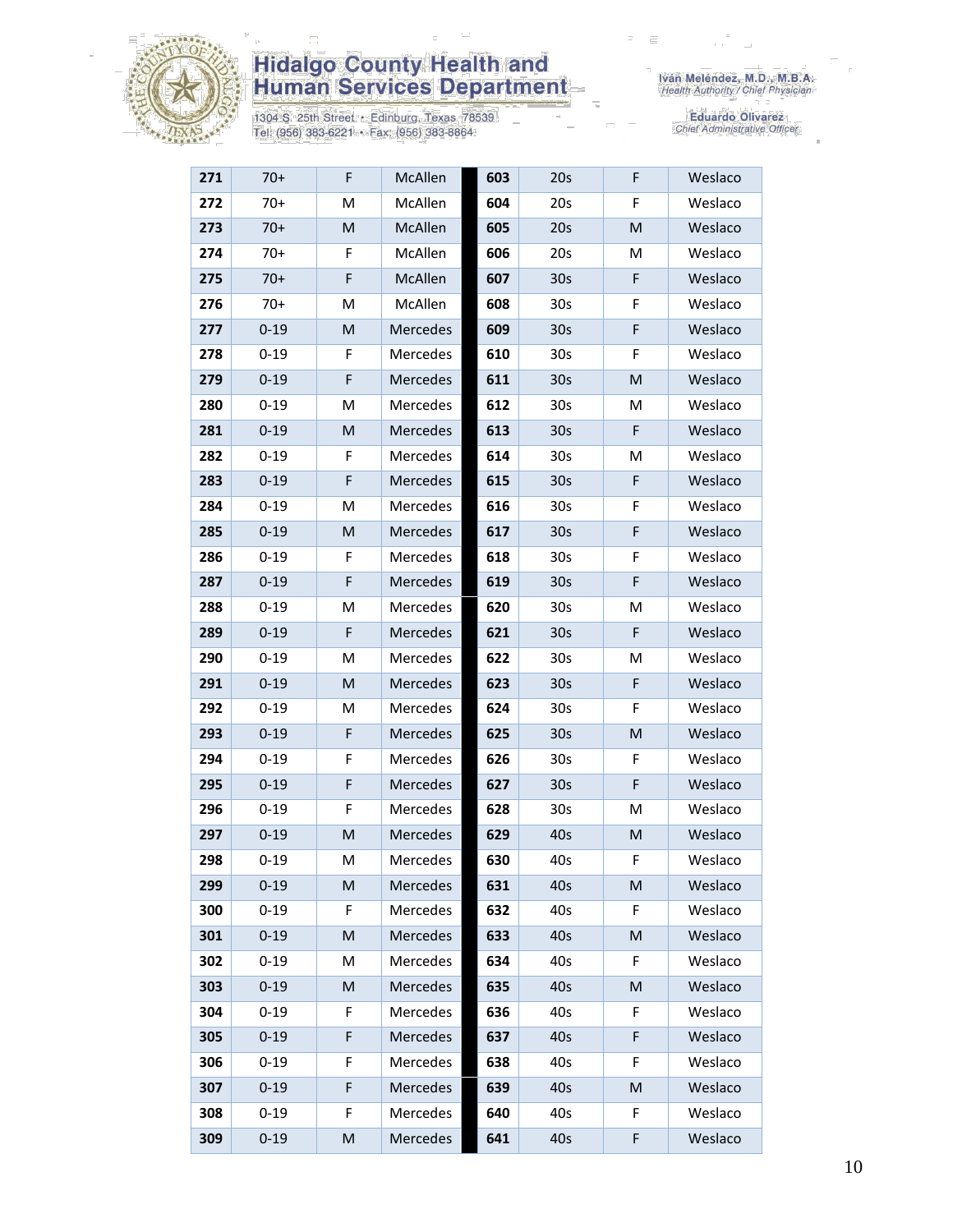# Hidalgo County Health and Human Services Department

1304 S. 25th Street • Edinburg, Texas 78539
Tel: (956) 383-6221 • Fax: (956) 383-8864

Iván Meléndez, M.D., M.B.A.
*Health Authority / Chief Physician*

Eduardo Olivarez
*Chief Administrative Officer*

| | | | | | | | |
|---|---|---|---|---|---|---|---|
| **271** | 70+ | F | McAllen | **603** | 20s | F | Weslaco |
| **272** | 70+ | M | McAllen | **604** | 20s | F | Weslaco |
| **273** | 70+ | M | McAllen | **605** | 20s | M | Weslaco |
| **274** | 70+ | F | McAllen | **606** | 20s | M | Weslaco |
| **275** | 70+ | F | McAllen | **607** | 30s | F | Weslaco |
| **276** | 70+ | M | McAllen | **608** | 30s | F | Weslaco |
| **277** | 0-19 | M | Mercedes | **609** | 30s | F | Weslaco |
| **278** | 0-19 | F | Mercedes | **610** | 30s | F | Weslaco |
| **279** | 0-19 | F | Mercedes | **611** | 30s | M | Weslaco |
| **280** | 0-19 | M | Mercedes | **612** | 30s | M | Weslaco |
| **281** | 0-19 | M | Mercedes | **613** | 30s | F | Weslaco |
| **282** | 0-19 | F | Mercedes | **614** | 30s | M | Weslaco |
| **283** | 0-19 | F | Mercedes | **615** | 30s | F | Weslaco |
| **284** | 0-19 | M | Mercedes | **616** | 30s | F | Weslaco |
| **285** | 0-19 | M | Mercedes | **617** | 30s | F | Weslaco |
| **286** | 0-19 | F | Mercedes | **618** | 30s | F | Weslaco |
| **287** | 0-19 | F | Mercedes | **619** | 30s | F | Weslaco |
| **288** | 0-19 | M | Mercedes | **620** | 30s | M | Weslaco |
| **289** | 0-19 | F | Mercedes | **621** | 30s | F | Weslaco |
| **290** | 0-19 | M | Mercedes | **622** | 30s | M | Weslaco |
| **291** | 0-19 | M | Mercedes | **623** | 30s | F | Weslaco |
| **292** | 0-19 | M | Mercedes | **624** | 30s | F | Weslaco |
| **293** | 0-19 | F | Mercedes | **625** | 30s | M | Weslaco |
| **294** | 0-19 | F | Mercedes | **626** | 30s | F | Weslaco |
| **295** | 0-19 | F | Mercedes | **627** | 30s | F | Weslaco |
| **296** | 0-19 | F | Mercedes | **628** | 30s | M | Weslaco |
| **297** | 0-19 | M | Mercedes | **629** | 40s | M | Weslaco |
| **298** | 0-19 | M | Mercedes | **630** | 40s | F | Weslaco |
| **299** | 0-19 | M | Mercedes | **631** | 40s | M | Weslaco |
| **300** | 0-19 | F | Mercedes | **632** | 40s | F | Weslaco |
| **301** | 0-19 | M | Mercedes | **633** | 40s | M | Weslaco |
| **302** | 0-19 | M | Mercedes | **634** | 40s | F | Weslaco |
| **303** | 0-19 | M | Mercedes | **635** | 40s | M | Weslaco |
| **304** | 0-19 | F | Mercedes | **636** | 40s | F | Weslaco |
| **305** | 0-19 | F | Mercedes | **637** | 40s | F | Weslaco |
| **306** | 0-19 | F | Mercedes | **638** | 40s | F | Weslaco |
| **307** | 0-19 | F | Mercedes | **639** | 40s | M | Weslaco |
| **308** | 0-19 | F | Mercedes | **640** | 40s | F | Weslaco |
| **309** | 0-19 | M | Mercedes | **641** | 40s | F | Weslaco |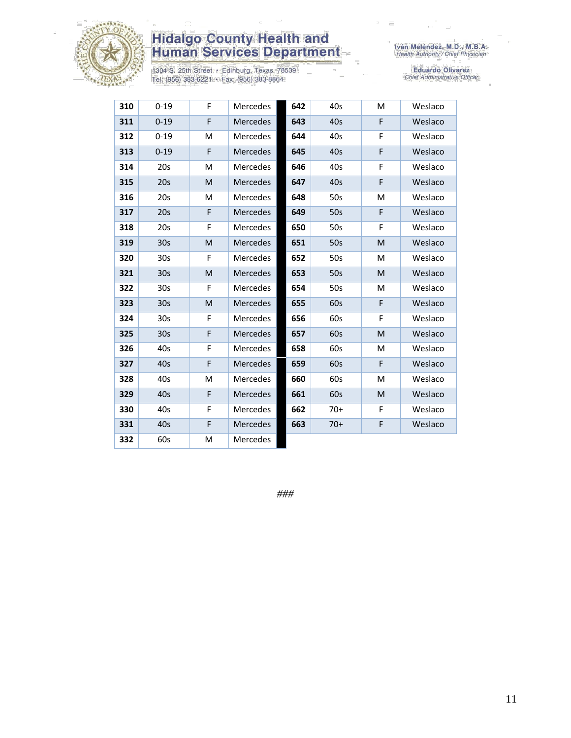| | | | | | | | | |
|---|---|---|---|---|---|---|---|---|
| **310** | 0-19 | F | Mercedes | | **642** | 40s | M | Weslaco |
| **311** | 0-19 | F | Mercedes | | **643** | 40s | F | Weslaco |
| **312** | 0-19 | M | Mercedes | | **644** | 40s | F | Weslaco |
| **313** | 0-19 | F | Mercedes | | **645** | 40s | F | Weslaco |
| **314** | 20s | M | Mercedes | | **646** | 40s | F | Weslaco |
| **315** | 20s | M | Mercedes | | **647** | 40s | F | Weslaco |
| **316** | 20s | M | Mercedes | | **648** | 50s | M | Weslaco |
| **317** | 20s | F | Mercedes | | **649** | 50s | F | Weslaco |
| **318** | 20s | F | Mercedes | | **650** | 50s | F | Weslaco |
| **319** | 30s | M | Mercedes | | **651** | 50s | M | Weslaco |
| **320** | 30s | F | Mercedes | | **652** | 50s | M | Weslaco |
| **321** | 30s | M | Mercedes | | **653** | 50s | M | Weslaco |
| **322** | 30s | F | Mercedes | | **654** | 50s | M | Weslaco |
| **323** | 30s | M | Mercedes | | **655** | 60s | F | Weslaco |
| **324** | 30s | F | Mercedes | | **656** | 60s | F | Weslaco |
| **325** | 30s | F | Mercedes | | **657** | 60s | M | Weslaco |
| **326** | 40s | F | Mercedes | | **658** | 60s | M | Weslaco |
| **327** | 40s | F | Mercedes | | **659** | 60s | F | Weslaco |
| **328** | 40s | M | Mercedes | | **660** | 60s | M | Weslaco |
| **329** | 40s | F | Mercedes | | **661** | 60s | M | Weslaco |
| **330** | 40s | F | Mercedes | | **662** | 70+ | F | Weslaco |
| **331** | 40s | F | Mercedes | | **663** | 70+ | F | Weslaco |
| **332** | 60s | M | Mercedes | | | | | |

###